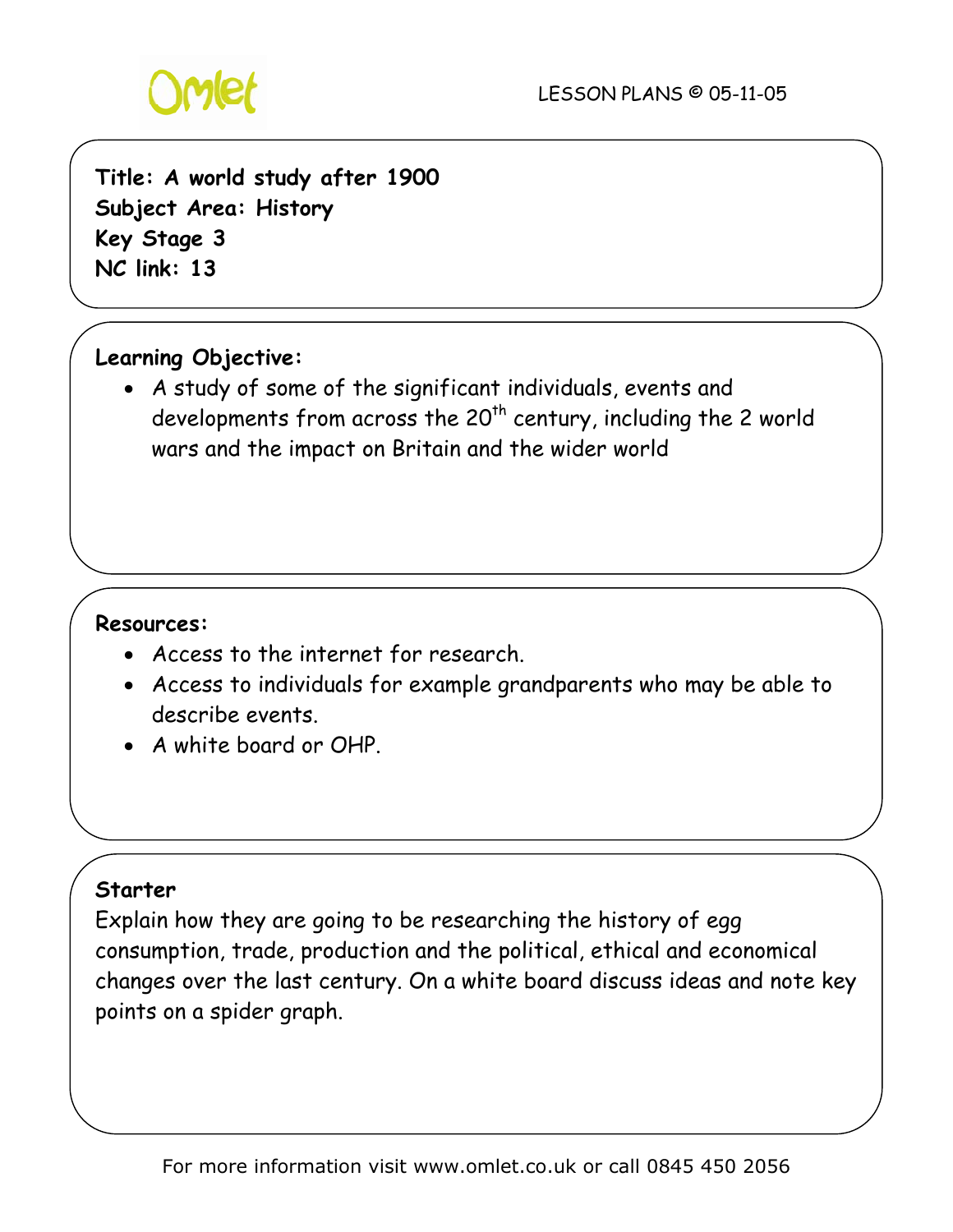**Title: A world study after 1900**
**Subject Area: History**
**Key Stage 3**
**NC link: 13**

**Learning Objective:**

- A study of some of the significant individuals, events and developments from across the 20th century, including the 2 world wars and the impact on Britain and the wider world

**Resources:**

- Access to the internet for research.
- Access to individuals for example grandparents who may be able to describe events.
- A white board or OHP.

**Starter**

Explain how they are going to be researching the history of egg consumption, trade, production and the political, ethical and economical changes over the last century. On a white board discuss ideas and note key points on a spider graph.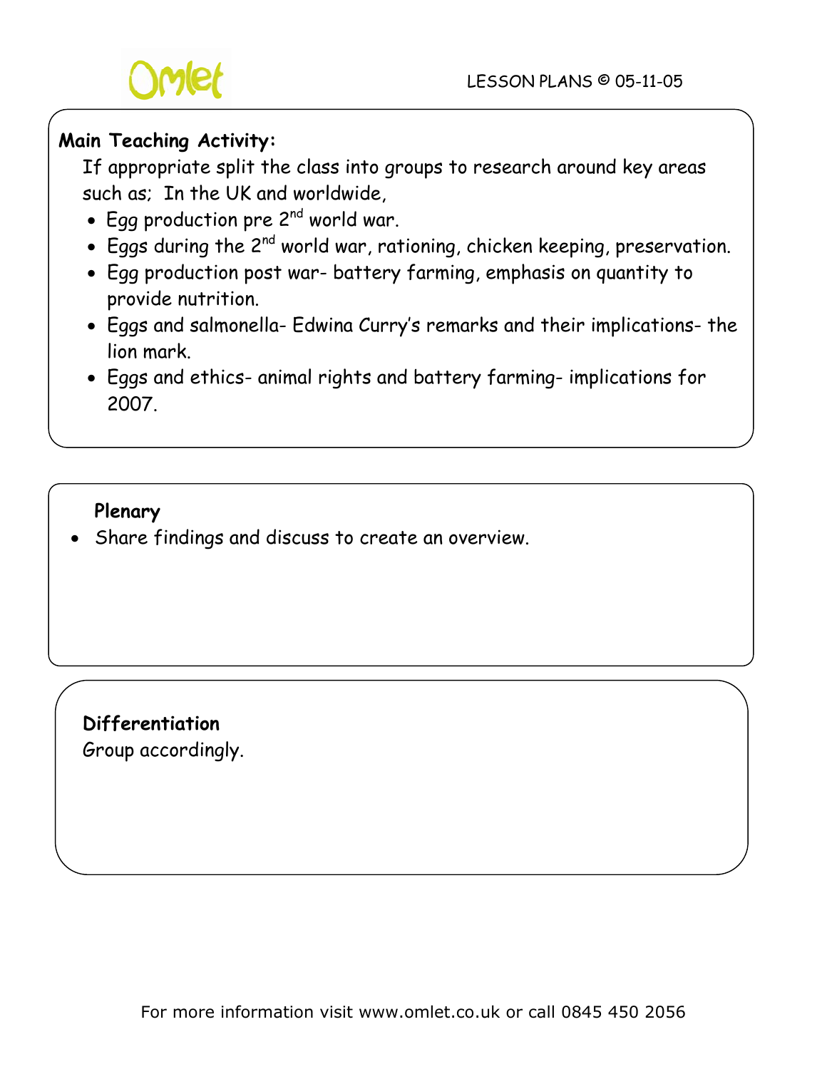**Main Teaching Activity:**

If appropriate split the class into groups to research around key areas such as; In the UK and worldwide,

- Egg production pre 2nd world war.
- Eggs during the 2nd world war, rationing, chicken keeping, preservation.
- Egg production post war- battery farming, emphasis on quantity to provide nutrition.
- Eggs and salmonella- Edwina Curry's remarks and their implications- the lion mark.
- Eggs and ethics- animal rights and battery farming- implications for 2007.

**Plenary**

- Share findings and discuss to create an overview.

**Differentiation**

Group accordingly.